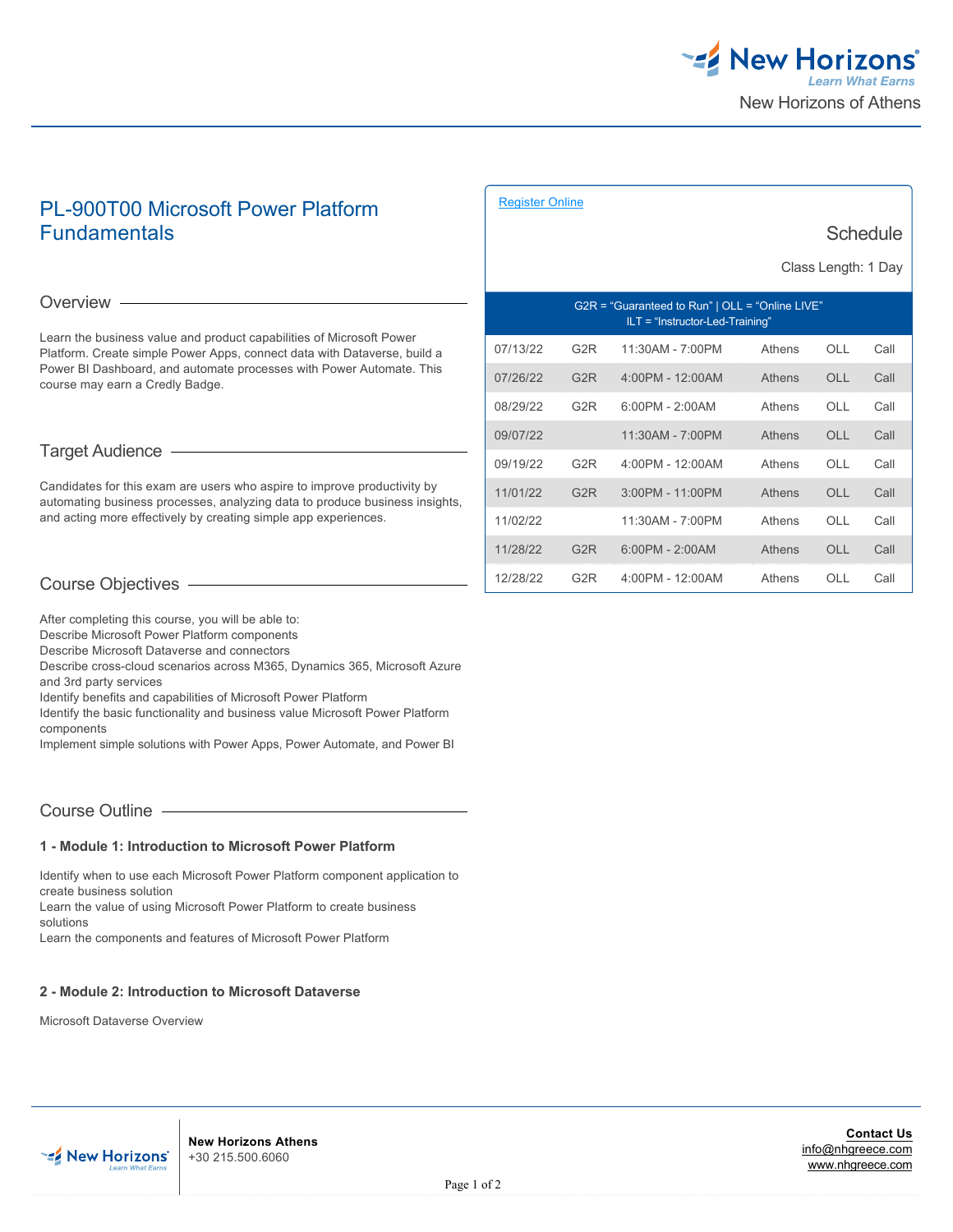New Horizons of Athens

# PL-900T00 Microsoft Power Platform Fundamentals

## Overview

Learn the business value and product capabilities of Microsoft Power Platform. Create simple Power Apps, connect data with Dataverse, build a Power BI Dashboard, and automate processes with Power Automate. This course may earn a Credly Badge.

## Target Audience

Candidates for this exam are users who aspire to improve productivity by automating business processes, analyzing data to produce business insights, and acting more effectively by creating simple app experiences.

## Course Objectives

After completing this course, you will be able to:
Describe Microsoft Power Platform components
Describe Microsoft Dataverse and connectors
Describe cross-cloud scenarios across M365, Dynamics 365, Microsoft Azure and 3rd party services
Identify benefits and capabilities of Microsoft Power Platform
Identify the basic functionality and business value Microsoft Power Platform components
Implement simple solutions with Power Apps, Power Automate, and Power BI

## Course Outline

### 1 - Module 1: Introduction to Microsoft Power Platform

Identify when to use each Microsoft Power Platform component application to create business solution
Learn the value of using Microsoft Power Platform to create business solutions
Learn the components and features of Microsoft Power Platform

### 2 - Module 2: Introduction to Microsoft Dataverse

Microsoft Dataverse Overview

[Register Online](#)

## Schedule

Class Length: 1 Day

G2R = "Guaranteed to Run" | OLL = "Online LIVE"
ILT = "Instructor-Led-Training"

| Date | G2R | Time | Location | Type | Price |
|---|---|---|---|---|---|
| 07/13/22 | G2R | 11:30AM - 7:00PM | Athens | OLL | Call |
| 07/26/22 | G2R | 4:00PM - 12:00AM | Athens | OLL | Call |
| 08/29/22 | G2R | 6:00PM - 2:00AM | Athens | OLL | Call |
| 09/07/22 | | 11:30AM - 7:00PM | Athens | OLL | Call |
| 09/19/22 | G2R | 4:00PM - 12:00AM | Athens | OLL | Call |
| 11/01/22 | G2R | 3:00PM - 11:00PM | Athens | OLL | Call |
| 11/02/22 | | 11:30AM - 7:00PM | Athens | OLL | Call |
| 11/28/22 | G2R | 6:00PM - 2:00AM | Athens | OLL | Call |
| 12/28/22 | G2R | 4:00PM - 12:00AM | Athens | OLL | Call |

**New Horizons Athens**
+30 215.500.6060

**Contact Us**
info@nhgreece.com
www.nhgreece.com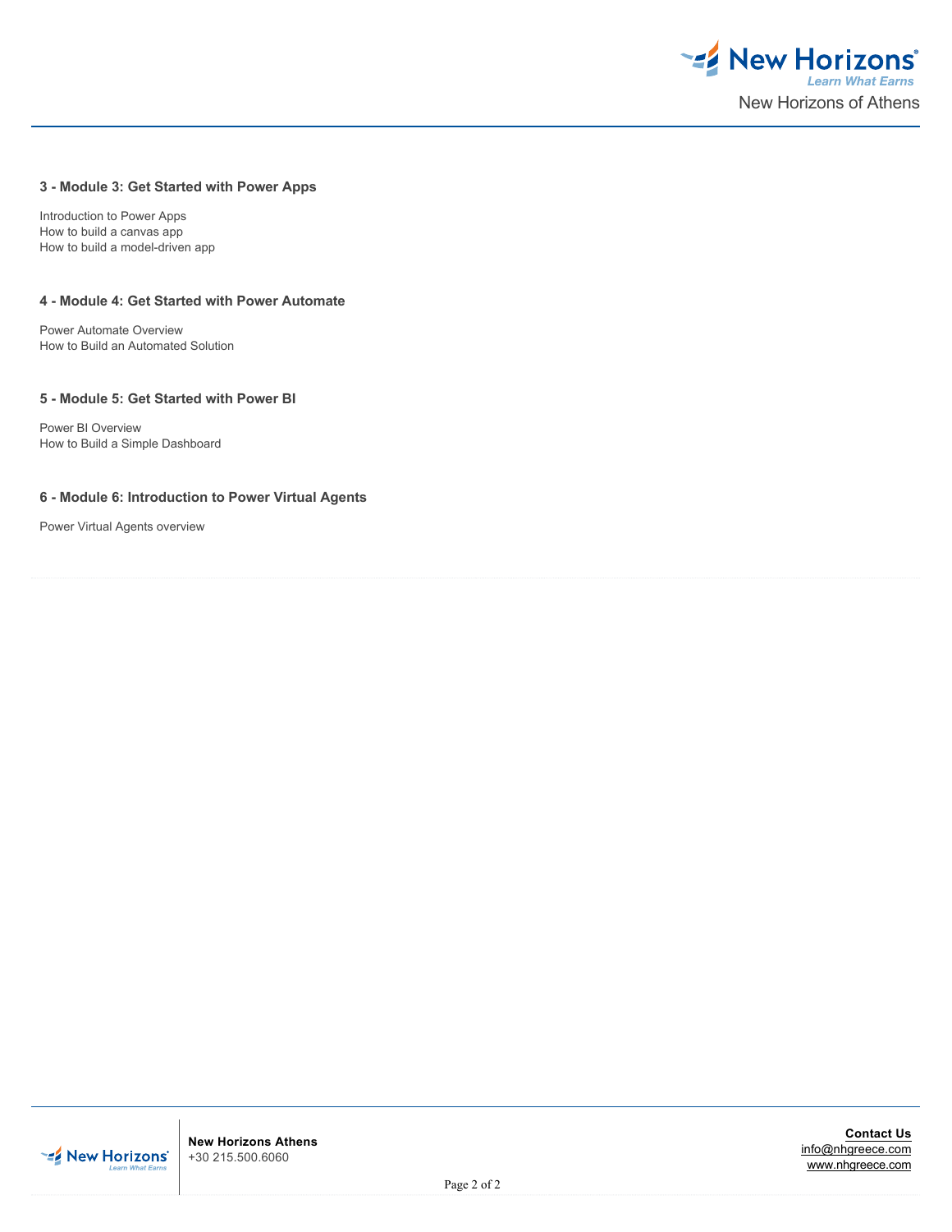### 3 - Module 3: Get Started with Power Apps

Introduction to Power Apps
How to build a canvas app
How to build a model-driven app

### 4 - Module 4: Get Started with Power Automate

Power Automate Overview
How to Build an Automated Solution

### 5 - Module 5: Get Started with Power BI

Power BI Overview
How to Build a Simple Dashboard

### 6 - Module 6: Introduction to Power Virtual Agents

Power Virtual Agents overview